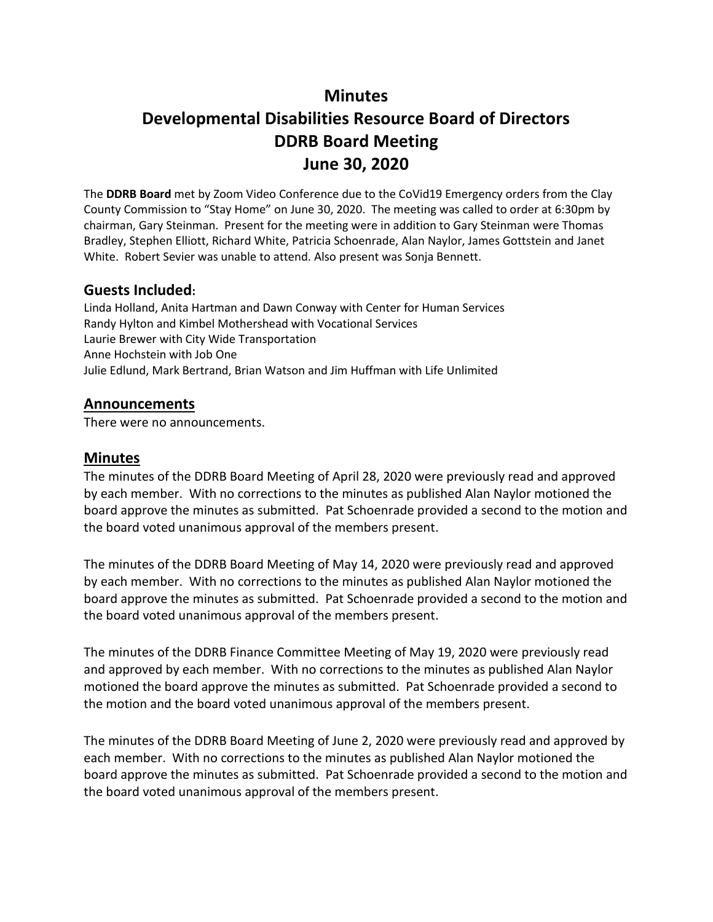# Minutes
# Developmental Disabilities Resource Board of Directors
# DDRB Board Meeting
# June 30, 2020

The **DDRB Board** met by Zoom Video Conference due to the CoVid19 Emergency orders from the Clay County Commission to "Stay Home" on June 30, 2020. The meeting was called to order at 6:30pm by chairman, Gary Steinman. Present for the meeting were in addition to Gary Steinman were Thomas Bradley, Stephen Elliott, Richard White, Patricia Schoenrade, Alan Naylor, James Gottstein and Janet White. Robert Sevier was unable to attend. Also present was Sonja Bennett.

## Guests Included:

Linda Holland, Anita Hartman and Dawn Conway with Center for Human Services
Randy Hylton and Kimbel Mothershead with Vocational Services
Laurie Brewer with City Wide Transportation
Anne Hochstein with Job One
Julie Edlund, Mark Bertrand, Brian Watson and Jim Huffman with Life Unlimited

## Announcements

There were no announcements.

## Minutes

The minutes of the DDRB Board Meeting of April 28, 2020 were previously read and approved by each member. With no corrections to the minutes as published Alan Naylor motioned the board approve the minutes as submitted. Pat Schoenrade provided a second to the motion and the board voted unanimous approval of the members present.

The minutes of the DDRB Board Meeting of May 14, 2020 were previously read and approved by each member. With no corrections to the minutes as published Alan Naylor motioned the board approve the minutes as submitted. Pat Schoenrade provided a second to the motion and the board voted unanimous approval of the members present.

The minutes of the DDRB Finance Committee Meeting of May 19, 2020 were previously read and approved by each member. With no corrections to the minutes as published Alan Naylor motioned the board approve the minutes as submitted. Pat Schoenrade provided a second to the motion and the board voted unanimous approval of the members present.

The minutes of the DDRB Board Meeting of June 2, 2020 were previously read and approved by each member. With no corrections to the minutes as published Alan Naylor motioned the board approve the minutes as submitted. Pat Schoenrade provided a second to the motion and the board voted unanimous approval of the members present.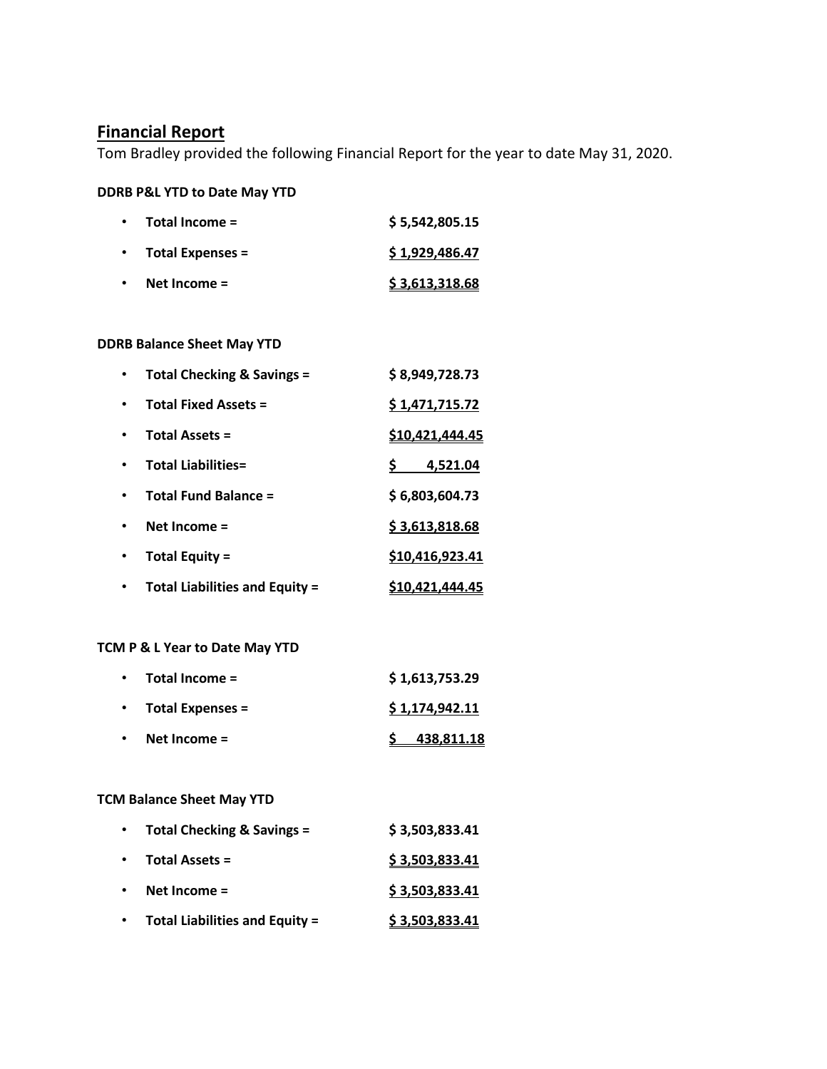## Financial Report

Tom Bradley provided the following Financial Report for the year to date May 31, 2020.

**DDRB P&L YTD to Date May YTD**

- **Total Income =** **$ 5,542,805.15**
- **Total Expenses =** **$ 1,929,486.47**
- **Net Income =** **$ 3,613,318.68**

**DDRB Balance Sheet May YTD**

- **Total Checking & Savings =** **$ 8,949,728.73**
- **Total Fixed Assets =** **$ 1,471,715.72**
- **Total Assets =** **$10,421,444.45**
- **Total Liabilities=** **$ 4,521.04**
- **Total Fund Balance =** **$ 6,803,604.73**
- **Net Income =** **$ 3,613,818.68**
- **Total Equity =** **$10,416,923.41**
- **Total Liabilities and Equity =** **$10,421,444.45**

**TCM P & L Year to Date May YTD**

- **Total Income =** **$ 1,613,753.29**
- **Total Expenses =** **$ 1,174,942.11**
- **Net Income =** **$ 438,811.18**

**TCM Balance Sheet May YTD**

- **Total Checking & Savings =** **$ 3,503,833.41**
- **Total Assets =** **$ 3,503,833.41**
- **Net Income =** **$ 3,503,833.41**
- **Total Liabilities and Equity =** **$ 3,503,833.41**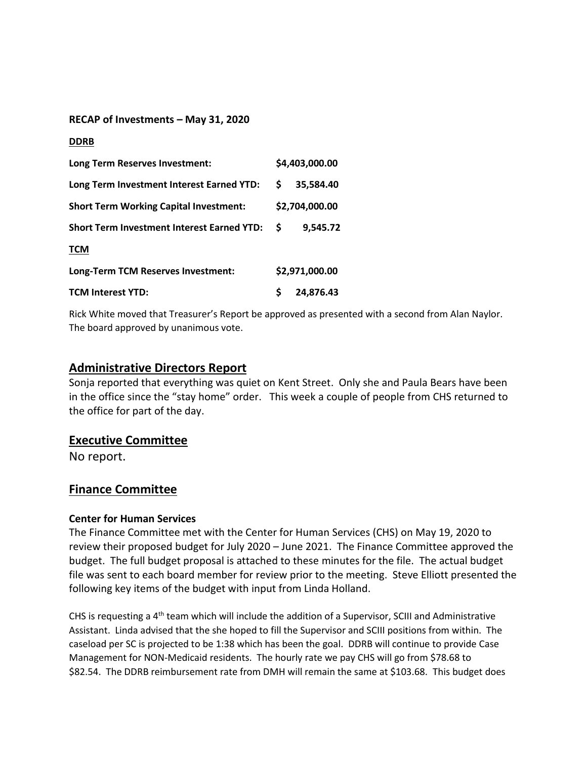**RECAP of Investments – May 31, 2020**

**DDRB**

| | |
|---|---|
| **Long Term Reserves Investment:** | **$4,403,000.00** |
| **Long Term Investment Interest Earned YTD:** | **$ 35,584.40** |
| **Short Term Working Capital Investment:** | **$2,704,000.00** |
| **Short Term Investment Interest Earned YTD:** | **$ 9,545.72** |

**TCM**

| | |
|---|---|
| **Long-Term TCM Reserves Investment:** | **$2,971,000.00** |
| **TCM Interest YTD:** | **$ 24,876.43** |

Rick White moved that Treasurer's Report be approved as presented with a second from Alan Naylor. The board approved by unanimous vote.

## Administrative Directors Report

Sonja reported that everything was quiet on Kent Street. Only she and Paula Bears have been in the office since the "stay home" order. This week a couple of people from CHS returned to the office for part of the day.

## Executive Committee

No report.

## Finance Committee

**Center for Human Services**

The Finance Committee met with the Center for Human Services (CHS) on May 19, 2020 to review their proposed budget for July 2020 – June 2021. The Finance Committee approved the budget. The full budget proposal is attached to these minutes for the file. The actual budget file was sent to each board member for review prior to the meeting. Steve Elliott presented the following key items of the budget with input from Linda Holland.

CHS is requesting a 4th team which will include the addition of a Supervisor, SCIII and Administrative Assistant. Linda advised that the she hoped to fill the Supervisor and SCIII positions from within. The caseload per SC is projected to be 1:38 which has been the goal. DDRB will continue to provide Case Management for NON-Medicaid residents. The hourly rate we pay CHS will go from $78.68 to $82.54. The DDRB reimbursement rate from DMH will remain the same at $103.68. This budget does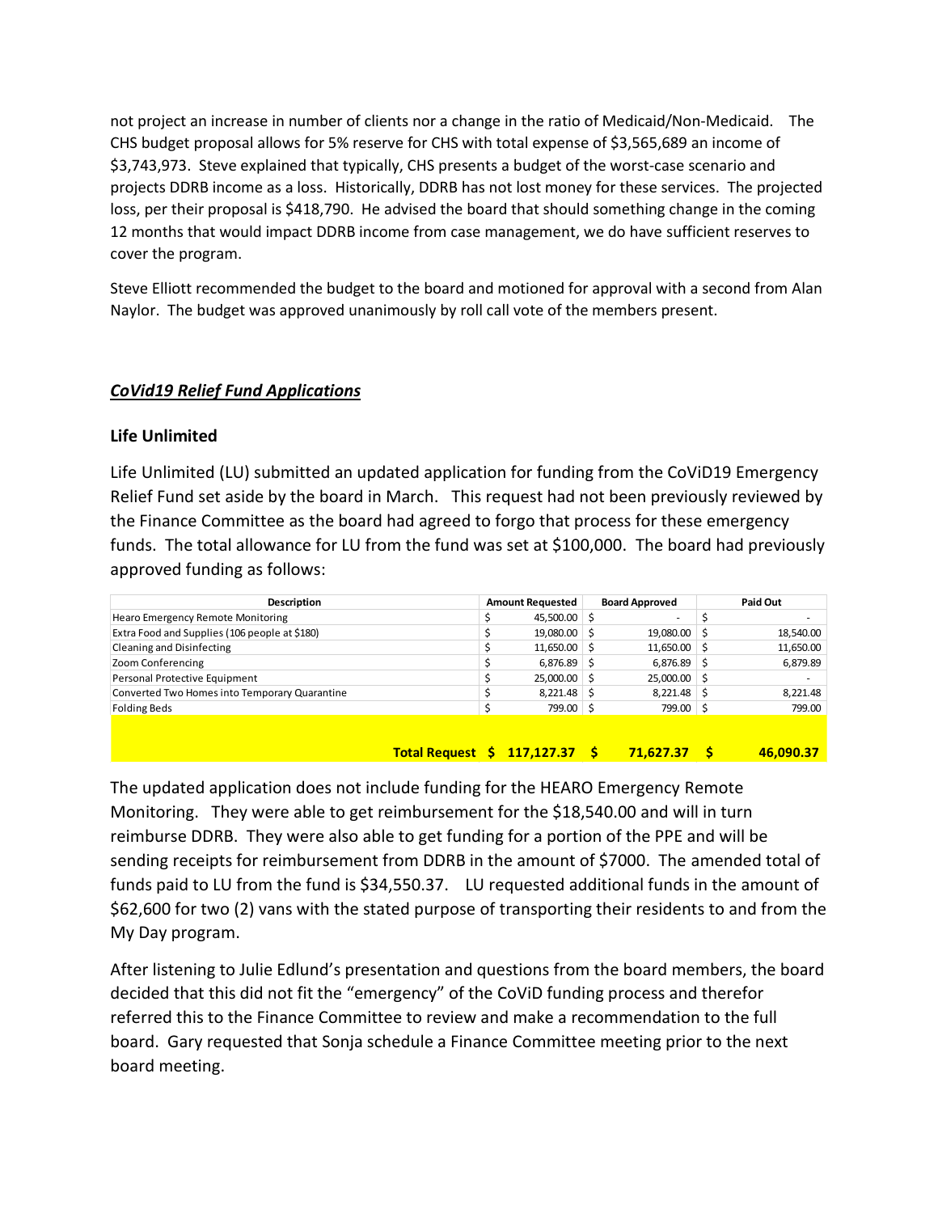not project an increase in number of clients nor a change in the ratio of Medicaid/Non-Medicaid. The CHS budget proposal allows for 5% reserve for CHS with total expense of $3,565,689 an income of $3,743,973. Steve explained that typically, CHS presents a budget of the worst-case scenario and projects DDRB income as a loss. Historically, DDRB has not lost money for these services. The projected loss, per their proposal is $418,790. He advised the board that should something change in the coming 12 months that would impact DDRB income from case management, we do have sufficient reserves to cover the program.

Steve Elliott recommended the budget to the board and motioned for approval with a second from Alan Naylor. The budget was approved unanimously by roll call vote of the members present.

## ***CoVid19 Relief Fund Applications***

### Life Unlimited

Life Unlimited (LU) submitted an updated application for funding from the CoViD19 Emergency Relief Fund set aside by the board in March. This request had not been previously reviewed by the Finance Committee as the board had agreed to forgo that process for these emergency funds. The total allowance for LU from the fund was set at $100,000. The board had previously approved funding as follows:

| Description | Amount Requested | Board Approved | Paid Out |
|---|---|---|---|
| Hearo Emergency Remote Monitoring | $ 45,500.00 | $ - | $ - |
| Extra Food and Supplies (106 people at $180) | $ 19,080.00 | $ 19,080.00 | $ 18,540.00 |
| Cleaning and Disinfecting | $ 11,650.00 | $ 11,650.00 | $ 11,650.00 |
| Zoom Conferencing | $ 6,876.89 | $ 6,876.89 | $ 6,879.89 |
| Personal Protective Equipment | $ 25,000.00 | $ 25,000.00 | $ - |
| Converted Two Homes into Temporary Quarantine | $ 8,221.48 | $ 8,221.48 | $ 8,221.48 |
| Folding Beds | $ 799.00 | $ 799.00 | $ 799.00 |
| **Total Request** | **$ 117,127.37** | **$ 71,627.37** | **$ 46,090.37** |

The updated application does not include funding for the HEARO Emergency Remote Monitoring. They were able to get reimbursement for the $18,540.00 and will in turn reimburse DDRB. They were also able to get funding for a portion of the PPE and will be sending receipts for reimbursement from DDRB in the amount of $7000. The amended total of funds paid to LU from the fund is $34,550.37. LU requested additional funds in the amount of $62,600 for two (2) vans with the stated purpose of transporting their residents to and from the My Day program.

After listening to Julie Edlund's presentation and questions from the board members, the board decided that this did not fit the "emergency" of the CoViD funding process and therefor referred this to the Finance Committee to review and make a recommendation to the full board. Gary requested that Sonja schedule a Finance Committee meeting prior to the next board meeting.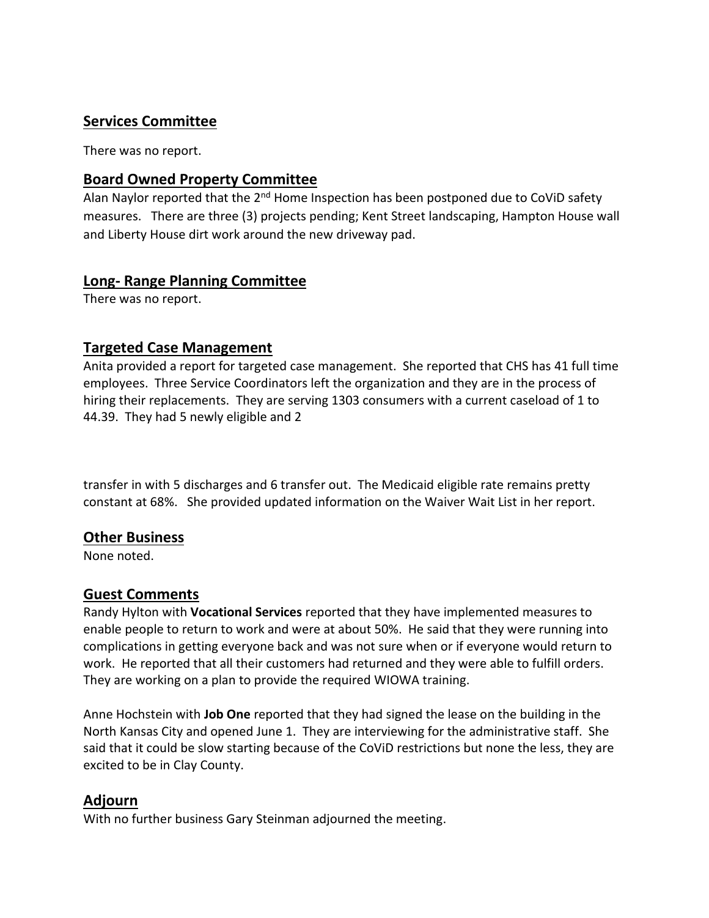## Services Committee

There was no report.

## Board Owned Property Committee

Alan Naylor reported that the 2nd Home Inspection has been postponed due to CoViD safety measures. There are three (3) projects pending; Kent Street landscaping, Hampton House wall and Liberty House dirt work around the new driveway pad.

## Long- Range Planning Committee

There was no report.

## Targeted Case Management

Anita provided a report for targeted case management. She reported that CHS has 41 full time employees. Three Service Coordinators left the organization and they are in the process of hiring their replacements. They are serving 1303 consumers with a current caseload of 1 to 44.39. They had 5 newly eligible and 2

transfer in with 5 discharges and 6 transfer out. The Medicaid eligible rate remains pretty constant at 68%. She provided updated information on the Waiver Wait List in her report.

## Other Business

None noted.

## Guest Comments

Randy Hylton with **Vocational Services** reported that they have implemented measures to enable people to return to work and were at about 50%. He said that they were running into complications in getting everyone back and was not sure when or if everyone would return to work. He reported that all their customers had returned and they were able to fulfill orders. They are working on a plan to provide the required WIOWA training.

Anne Hochstein with **Job One** reported that they had signed the lease on the building in the North Kansas City and opened June 1. They are interviewing for the administrative staff. She said that it could be slow starting because of the CoViD restrictions but none the less, they are excited to be in Clay County.

## Adjourn

With no further business Gary Steinman adjourned the meeting.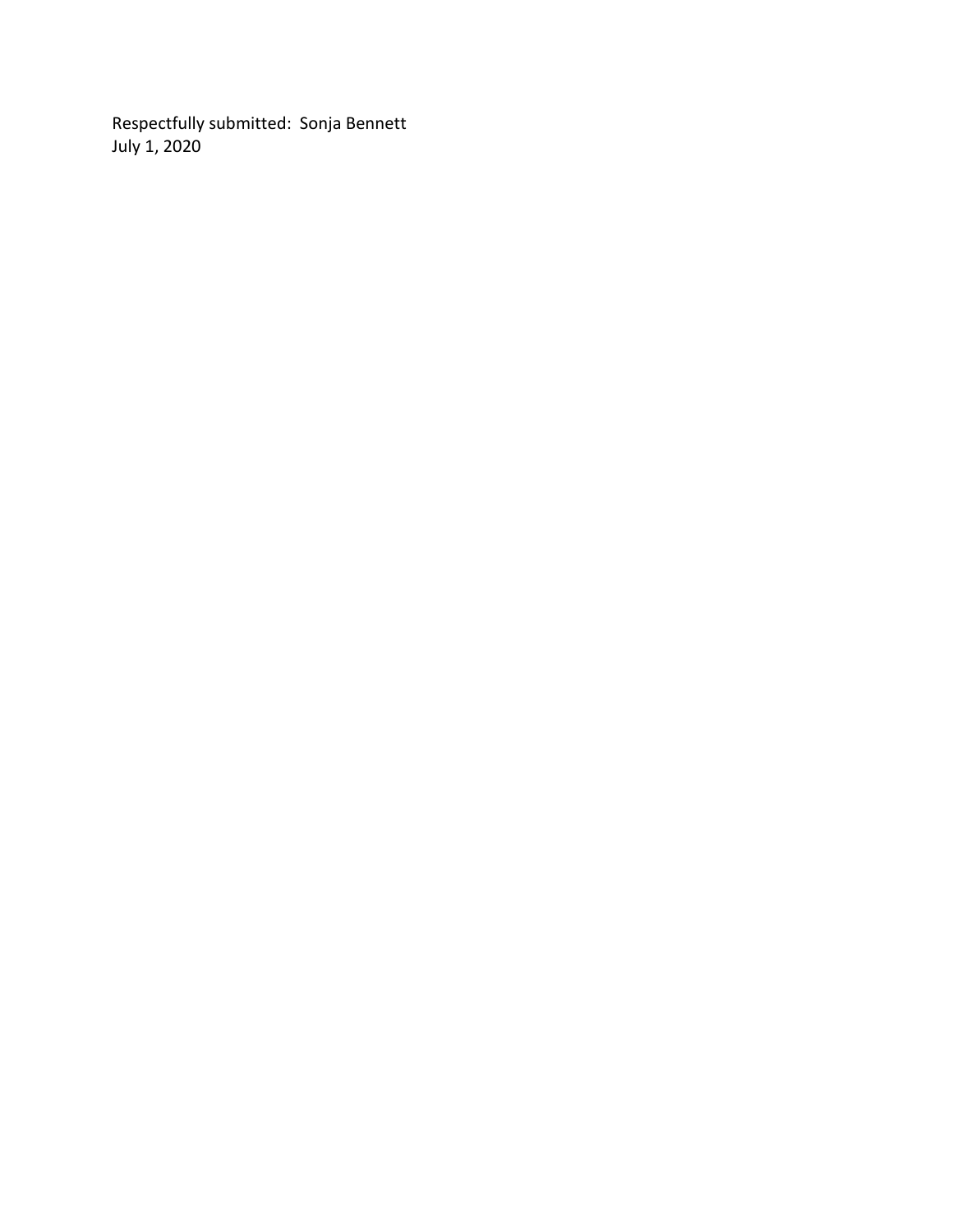Respectfully submitted: Sonja Bennett
July 1, 2020